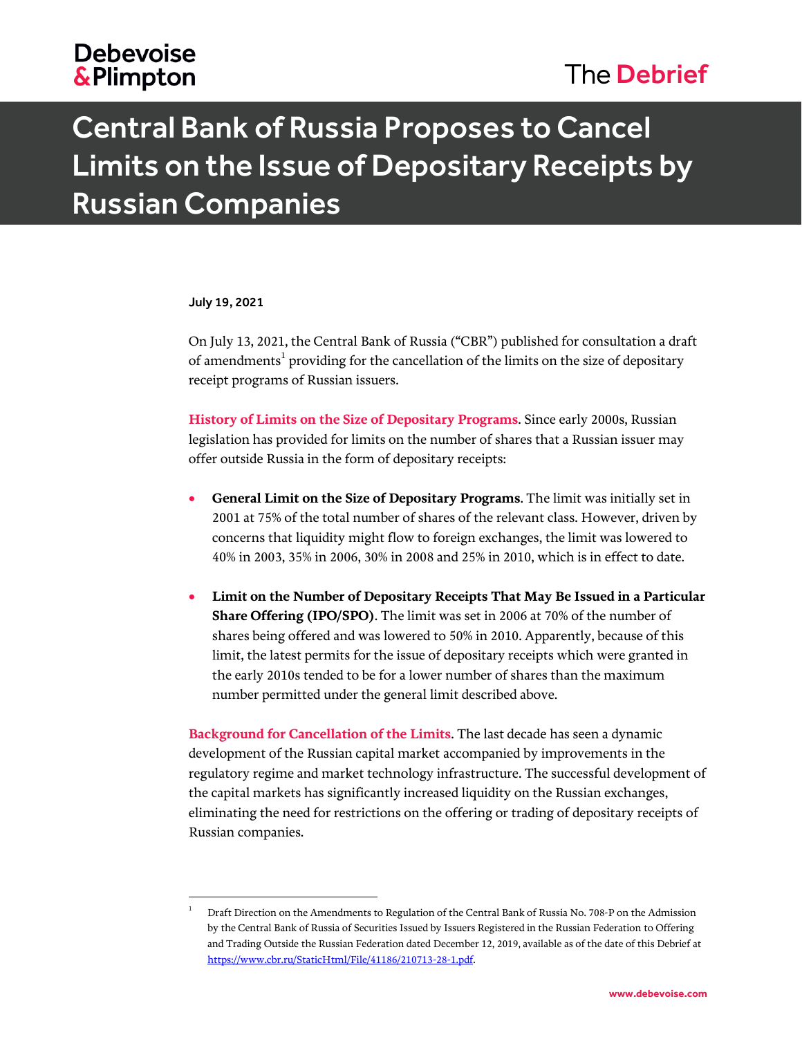# Central Bank of Russia Proposes to Cancel Limits on the Issue of Depositary Receipts by Russian Companies

**July 19, 2021**

On July 13, 2021, the Central Bank of Russia ("CBR") published for consultation a draft of amendments[1] providing for the cancellation of the limits on the size of depositary receipt programs of Russian issuers.

**History of Limits on the Size of Depositary Programs**. Since early 2000s, Russian legislation has provided for limits on the number of shares that a Russian issuer may offer outside Russia in the form of depositary receipts:

- **General Limit on the Size of Depositary Programs**. The limit was initially set in 2001 at 75% of the total number of shares of the relevant class. However, driven by concerns that liquidity might flow to foreign exchanges, the limit was lowered to 40% in 2003, 35% in 2006, 30% in 2008 and 25% in 2010, which is in effect to date.

- **Limit on the Number of Depositary Receipts That May Be Issued in a Particular Share Offering (IPO/SPO)**. The limit was set in 2006 at 70% of the number of shares being offered and was lowered to 50% in 2010. Apparently, because of this limit, the latest permits for the issue of depositary receipts which were granted in the early 2010s tended to be for a lower number of shares than the maximum number permitted under the general limit described above.

**Background for Cancellation of the Limits**. The last decade has seen a dynamic development of the Russian capital market accompanied by improvements in the regulatory regime and market technology infrastructure. The successful development of the capital markets has significantly increased liquidity on the Russian exchanges, eliminating the need for restrictions on the offering or trading of depositary receipts of Russian companies.

---

[1] Draft Direction on the Amendments to Regulation of the Central Bank of Russia No. 708-P on the Admission by the Central Bank of Russia of Securities Issued by Issuers Registered in the Russian Federation to Offering and Trading Outside the Russian Federation dated December 12, 2019, available as of the date of this Debrief at https://www.cbr.ru/StaticHtml/File/41186/210713-28-1.pdf.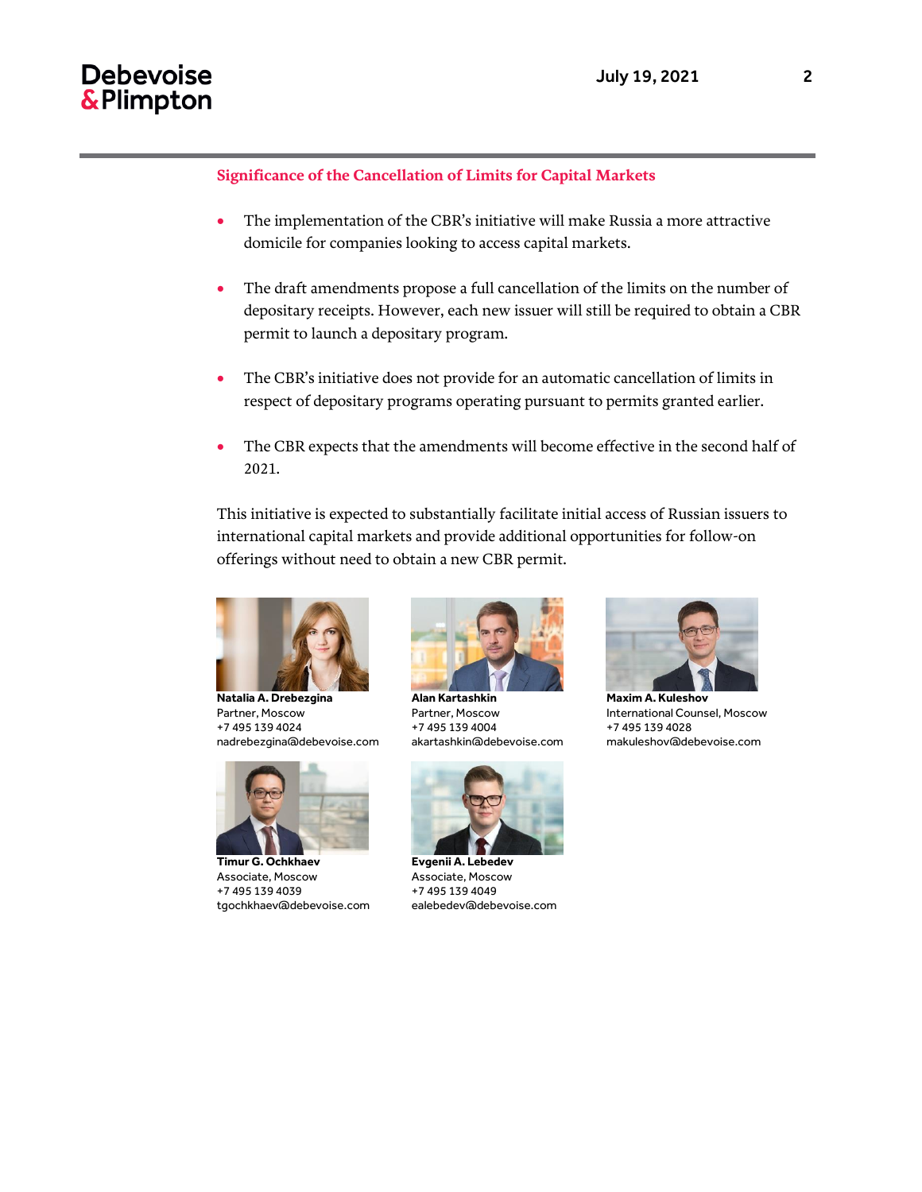## Significance of the Cancellation of Limits for Capital Markets

- The implementation of the CBR's initiative will make Russia a more attractive domicile for companies looking to access capital markets.
- The draft amendments propose a full cancellation of the limits on the number of depositary receipts. However, each new issuer will still be required to obtain a CBR permit to launch a depositary program.
- The CBR's initiative does not provide for an automatic cancellation of limits in respect of depositary programs operating pursuant to permits granted earlier.
- The CBR expects that the amendments will become effective in the second half of 2021.

This initiative is expected to substantially facilitate initial access of Russian issuers to international capital markets and provide additional opportunities for follow-on offerings without need to obtain a new CBR permit.

**Natalia A. Drebezgina**
Partner, Moscow
+7 495 139 4024
nadrebezgina@debevoise.com

**Alan Kartashkin**
Partner, Moscow
+7 495 139 4004
akartashkin@debevoise.com

**Maxim A. Kuleshov**
International Counsel, Moscow
+7 495 139 4028
makuleshov@debevoise.com

**Timur G. Ochkhaev**
Associate, Moscow
+7 495 139 4039
tgochkhaev@debevoise.com

**Evgenii A. Lebedev**
Associate, Moscow
+7 495 139 4049
ealebedev@debevoise.com